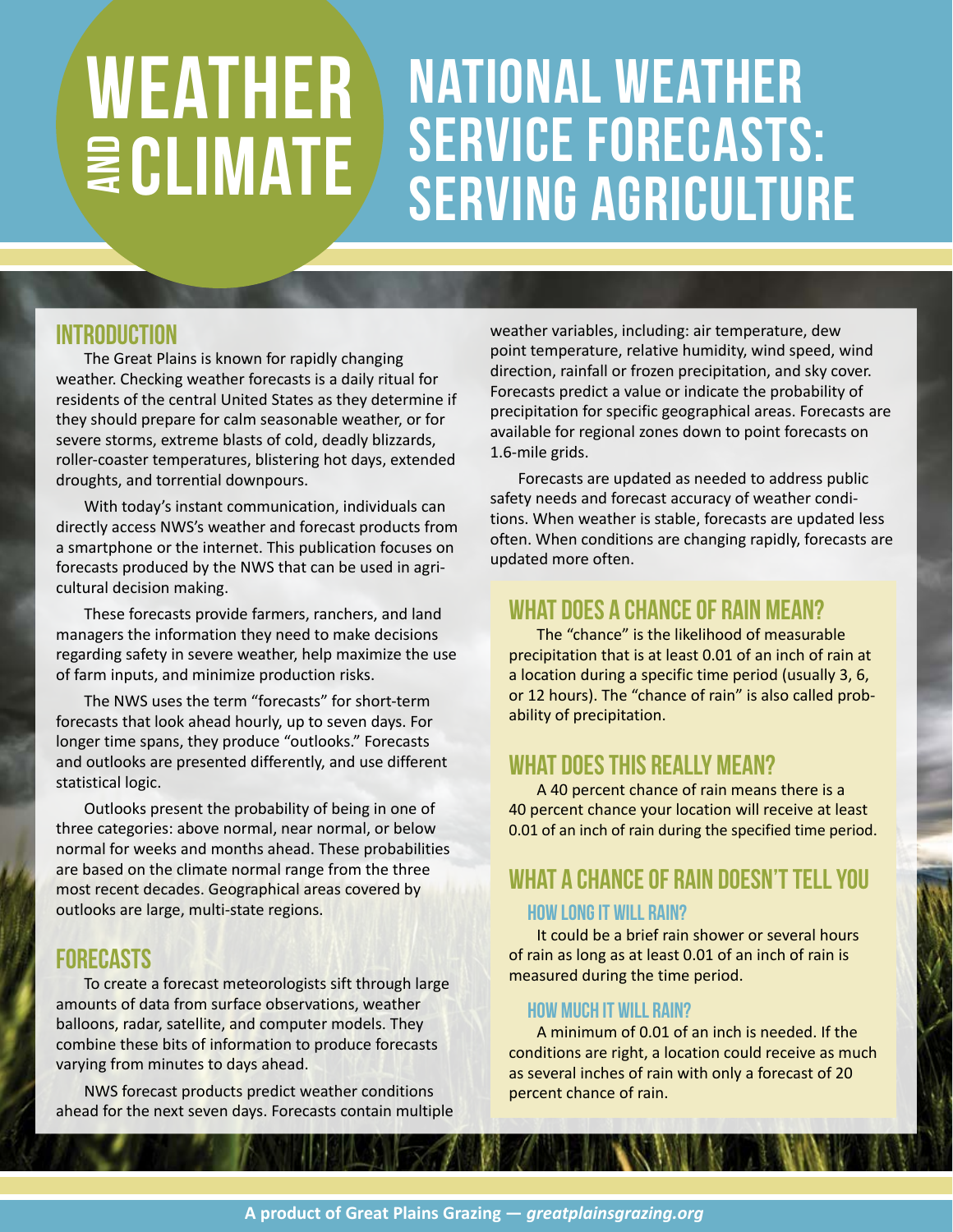# Weather and Climate

# National Weather Service Forecasts: Serving Agriculture

## Introduction

The Great Plains is known for rapidly changing weather. Checking weather forecasts is a daily ritual for residents of the central United States as they determine if they should prepare for calm seasonable weather, or for severe storms, extreme blasts of cold, deadly blizzards, roller-coaster temperatures, blistering hot days, extended droughts, and torrential downpours.

With today's instant communication, individuals can directly access NWS's weather and forecast products from a smartphone or the internet. This publication focuses on forecasts produced by the NWS that can be used in agricultural decision making.

These forecasts provide farmers, ranchers, and land managers the information they need to make decisions regarding safety in severe weather, help maximize the use of farm inputs, and minimize production risks.

The NWS uses the term "forecasts" for short-term forecasts that look ahead hourly, up to seven days. For longer time spans, they produce "outlooks." Forecasts and outlooks are presented differently, and use different statistical logic.

Outlooks present the probability of being in one of three categories: above normal, near normal, or below normal for weeks and months ahead. These probabilities are based on the climate normal range from the three most recent decades. Geographical areas covered by outlooks are large, multi-state regions.

## Forecasts

To create a forecast meteorologists sift through large amounts of data from surface observations, weather balloons, radar, satellite, and computer models. They combine these bits of information to produce forecasts varying from minutes to days ahead.

NWS forecast products predict weather conditions ahead for the next seven days. Forecasts contain multiple weather variables, including: air temperature, dew point temperature, relative humidity, wind speed, wind direction, rainfall or frozen precipitation, and sky cover. Forecasts predict a value or indicate the probability of precipitation for specific geographical areas. Forecasts are available for regional zones down to point forecasts on 1.6-mile grids.

Forecasts are updated as needed to address public safety needs and forecast accuracy of weather conditions. When weather is stable, forecasts are updated less often. When conditions are changing rapidly, forecasts are updated more often.

## What Does a Chance of Rain Mean?

The "chance" is the likelihood of measurable precipitation that is at least 0.01 of an inch of rain at a location during a specific time period (usually 3, 6, or 12 hours). The "chance of rain" is also called probability of precipitation.

## What Does This Really Mean?

A 40 percent chance of rain means there is a 40 percent chance your location will receive at least 0.01 of an inch of rain during the specified time period.

## What a Chance of Rain Doesn't Tell You

### How Long It Will Rain?

It could be a brief rain shower or several hours of rain as long as at least 0.01 of an inch of rain is measured during the time period.

### How Much It Will Rain?

A minimum of 0.01 of an inch is needed. If the conditions are right, a location could receive as much as several inches of rain with only a forecast of 20 percent chance of rain.

**A product of Great Plains Grazing — *greatplainsgrazing.org***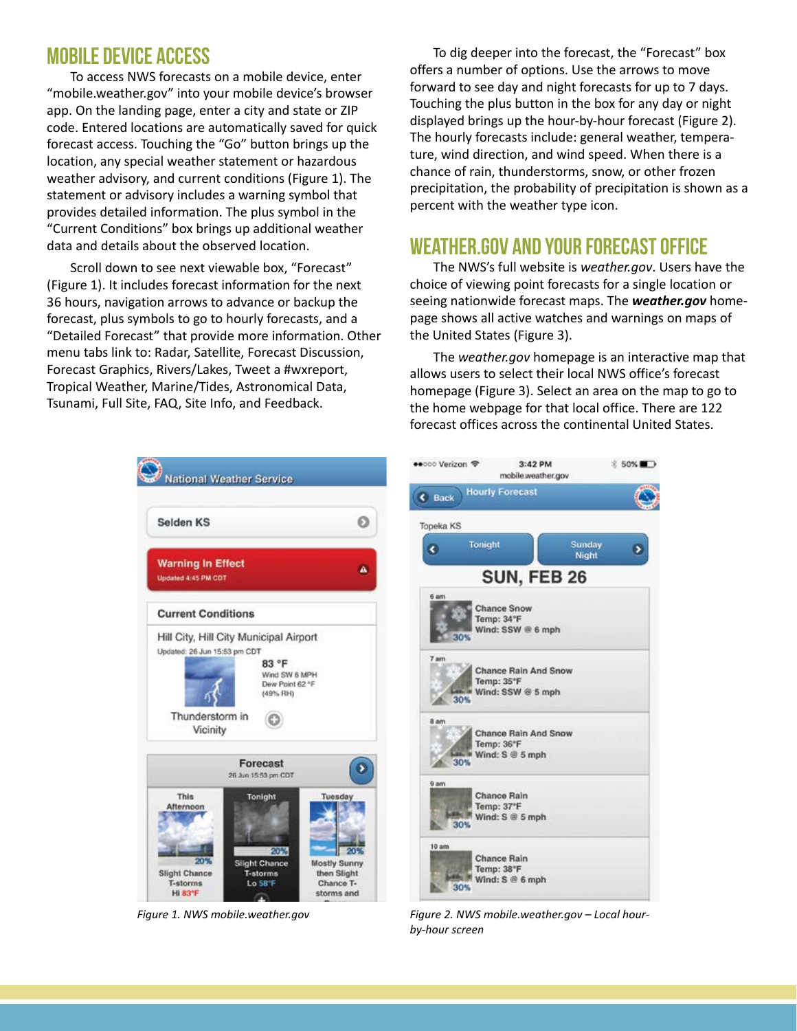## MOBILE DEVICE ACCESS

To access NWS forecasts on a mobile device, enter "mobile.weather.gov" into your mobile device's browser app. On the landing page, enter a city and state or ZIP code. Entered locations are automatically saved for quick forecast access. Touching the "Go" button brings up the location, any special weather statement or hazardous weather advisory, and current conditions (Figure 1). The statement or advisory includes a warning symbol that provides detailed information. The plus symbol in the "Current Conditions" box brings up additional weather data and details about the observed location.

Scroll down to see next viewable box, "Forecast" (Figure 1). It includes forecast information for the next 36 hours, navigation arrows to advance or backup the forecast, plus symbols to go to hourly forecasts, and a "Detailed Forecast" that provide more information. Other menu tabs link to: Radar, Satellite, Forecast Discussion, Forecast Graphics, Rivers/Lakes, Tweet a #wxreport, Tropical Weather, Marine/Tides, Astronomical Data, Tsunami, Full Site, FAQ, Site Info, and Feedback.

To dig deeper into the forecast, the "Forecast" box offers a number of options. Use the arrows to move forward to see day and night forecasts for up to 7 days. Touching the plus button in the box for any day or night displayed brings up the hour-by-hour forecast (Figure 2). The hourly forecasts include: general weather, temperature, wind direction, and wind speed. When there is a chance of rain, thunderstorms, snow, or other frozen precipitation, the probability of precipitation is shown as a percent with the weather type icon.

## WEATHER.GOV AND YOUR FORECAST OFFICE

The NWS's full website is *weather.gov*. Users have the choice of viewing point forecasts for a single location or seeing nationwide forecast maps. The ***weather.gov*** homepage shows all active watches and warnings on maps of the United States (Figure 3).

The *weather.gov* homepage is an interactive map that allows users to select their local NWS office's forecast homepage (Figure 3). Select an area on the map to go to the home webpage for that local office. There are 122 forecast offices across the continental United States.

*Figure 1. NWS mobile.weather.gov*

*Figure 2. NWS mobile.weather.gov – Local hour-by-hour screen*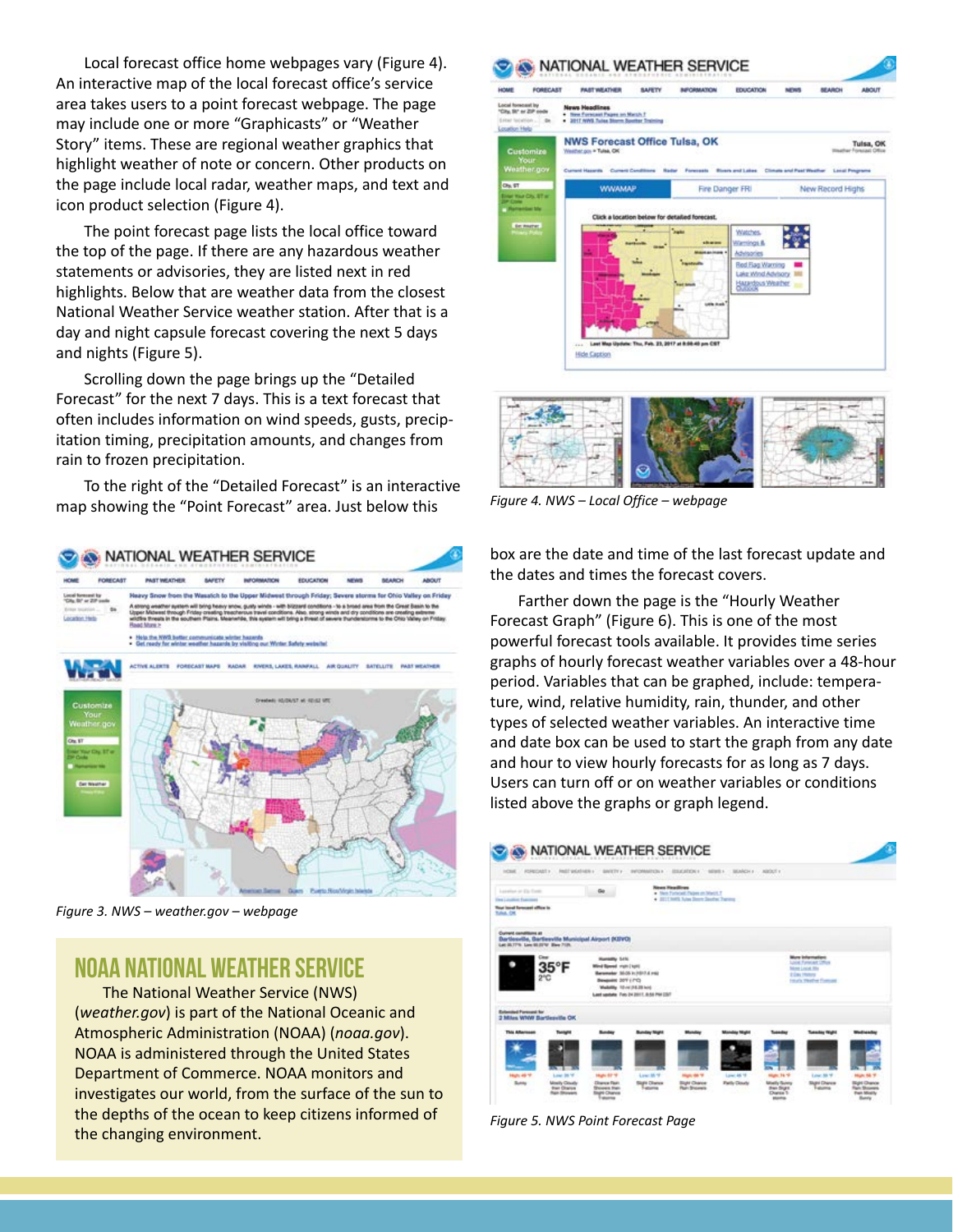Local forecast office home webpages vary (Figure 4). An interactive map of the local forecast office's service area takes users to a point forecast webpage. The page may include one or more "Graphicasts" or "Weather Story" items. These are regional weather graphics that highlight weather of note or concern. Other products on the page include local radar, weather maps, and text and icon product selection (Figure 4).

The point forecast page lists the local office toward the top of the page. If there are any hazardous weather statements or advisories, they are listed next in red highlights. Below that are weather data from the closest National Weather Service weather station. After that is a day and night capsule forecast covering the next 5 days and nights (Figure 5).

Scrolling down the page brings up the "Detailed Forecast" for the next 7 days. This is a text forecast that often includes information on wind speeds, gusts, precipitation timing, precipitation amounts, and changes from rain to frozen precipitation.

To the right of the "Detailed Forecast" is an interactive map showing the "Point Forecast" area. Just below this box are the date and time of the last forecast update and the dates and times the forecast covers.

*Figure 3. NWS – weather.gov – webpage*

*Figure 4. NWS – Local Office – webpage*

Farther down the page is the "Hourly Weather Forecast Graph" (Figure 6). This is one of the most powerful forecast tools available. It provides time series graphs of hourly forecast weather variables over a 48-hour period. Variables that can be graphed, include: temperature, wind, relative humidity, rain, thunder, and other types of selected weather variables. An interactive time and date box can be used to start the graph from any date and hour to view hourly forecasts for as long as 7 days. Users can turn off or on weather variables or conditions listed above the graphs or graph legend.

*Figure 5. NWS Point Forecast Page*

## NOAA NATIONAL WEATHER SERVICE

The National Weather Service (NWS) (*weather.gov*) is part of the National Oceanic and Atmospheric Administration (NOAA) (*noaa.gov*). NOAA is administered through the United States Department of Commerce. NOAA monitors and investigates our world, from the surface of the sun to the depths of the ocean to keep citizens informed of the changing environment.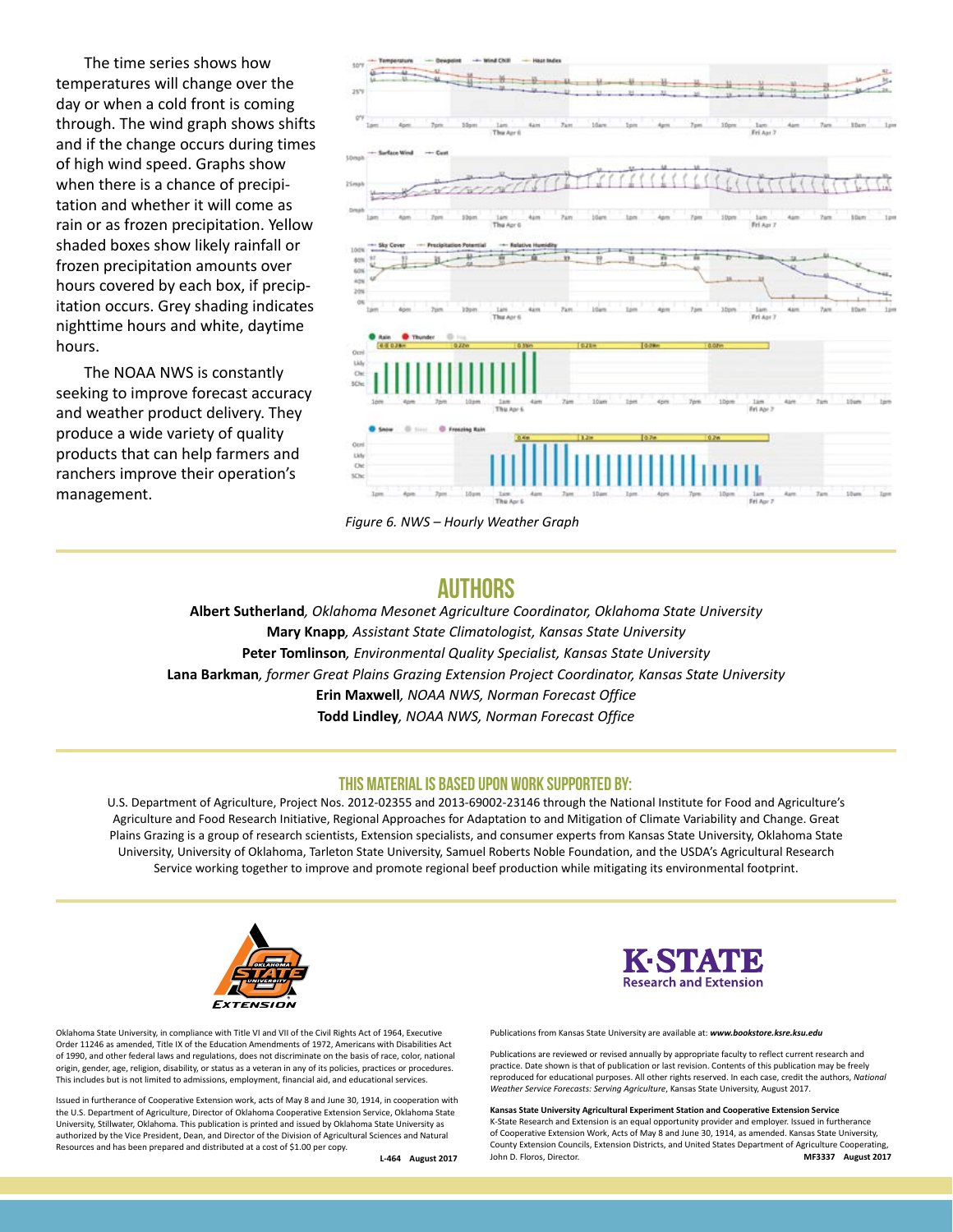The time series shows how temperatures will change over the day or when a cold front is coming through. The wind graph shows shifts and if the change occurs during times of high wind speed. Graphs show when there is a chance of precipitation and whether it will come as rain or as frozen precipitation. Yellow shaded boxes show likely rainfall or frozen precipitation amounts over hours covered by each box, if precipitation occurs. Grey shading indicates nighttime hours and white, daytime hours.

The NOAA NWS is constantly seeking to improve forecast accuracy and weather product delivery. They produce a wide variety of quality products that can help farmers and ranchers improve their operation's management.

*Figure 6. NWS – Hourly Weather Graph*

## AUTHORS

**Albert Sutherland**, *Oklahoma Mesonet Agriculture Coordinator, Oklahoma State University*
**Mary Knapp**, *Assistant State Climatologist, Kansas State University*
**Peter Tomlinson**, *Environmental Quality Specialist, Kansas State University*
**Lana Barkman**, *former Great Plains Grazing Extension Project Coordinator, Kansas State University*
**Erin Maxwell**, *NOAA NWS, Norman Forecast Office*
**Todd Lindley**, *NOAA NWS, Norman Forecast Office*

### THIS MATERIAL IS BASED UPON WORK SUPPORTED BY:

U.S. Department of Agriculture, Project Nos. 2012-02355 and 2013-69002-23146 through the National Institute for Food and Agriculture's Agriculture and Food Research Initiative, Regional Approaches for Adaptation to and Mitigation of Climate Variability and Change. Great Plains Grazing is a group of research scientists, Extension specialists, and consumer experts from Kansas State University, Oklahoma State University, University of Oklahoma, Tarleton State University, Samuel Roberts Noble Foundation, and the USDA's Agricultural Research Service working together to improve and promote regional beef production while mitigating its environmental footprint.

Oklahoma State University, in compliance with Title VI and VII of the Civil Rights Act of 1964, Executive Order 11246 as amended, Title IX of the Education Amendments of 1972, Americans with Disabilities Act of 1990, and other federal laws and regulations, does not discriminate on the basis of race, color, national origin, gender, age, religion, disability, or status as a veteran in any of its policies, practices or procedures. This includes but is not limited to admissions, employment, financial aid, and educational services.

Issued in furtherance of Cooperative Extension work, acts of May 8 and June 30, 1914, in cooperation with the U.S. Department of Agriculture, Director of Oklahoma Cooperative Extension Service, Oklahoma State University, Stillwater, Oklahoma. This publication is printed and issued by Oklahoma State University as authorized by the Vice President, Dean, and Director of the Division of Agricultural Sciences and Natural Resources and has been prepared and distributed at a cost of $1.00 per copy.

**L-464 August 2017**

Publications from Kansas State University are available at: ***www.bookstore.ksre.ksu.edu***

Publications are reviewed or revised annually by appropriate faculty to reflect current research and practice. Date shown is that of publication or last revision. Contents of this publication may be freely reproduced for educational purposes. All other rights reserved. In each case, credit the authors, *National Weather Service Forecasts: Serving Agriculture*, Kansas State University, August 2017.

**Kansas State University Agricultural Experiment Station and Cooperative Extension Service**
K-State Research and Extension is an equal opportunity provider and employer. Issued in furtherance of Cooperative Extension Work, Acts of May 8 and June 30, 1914, as amended. Kansas State University, County Extension Councils, Extension Districts, and United States Department of Agriculture Cooperating, John D. Floros, Director.

**MF3337 August 2017**